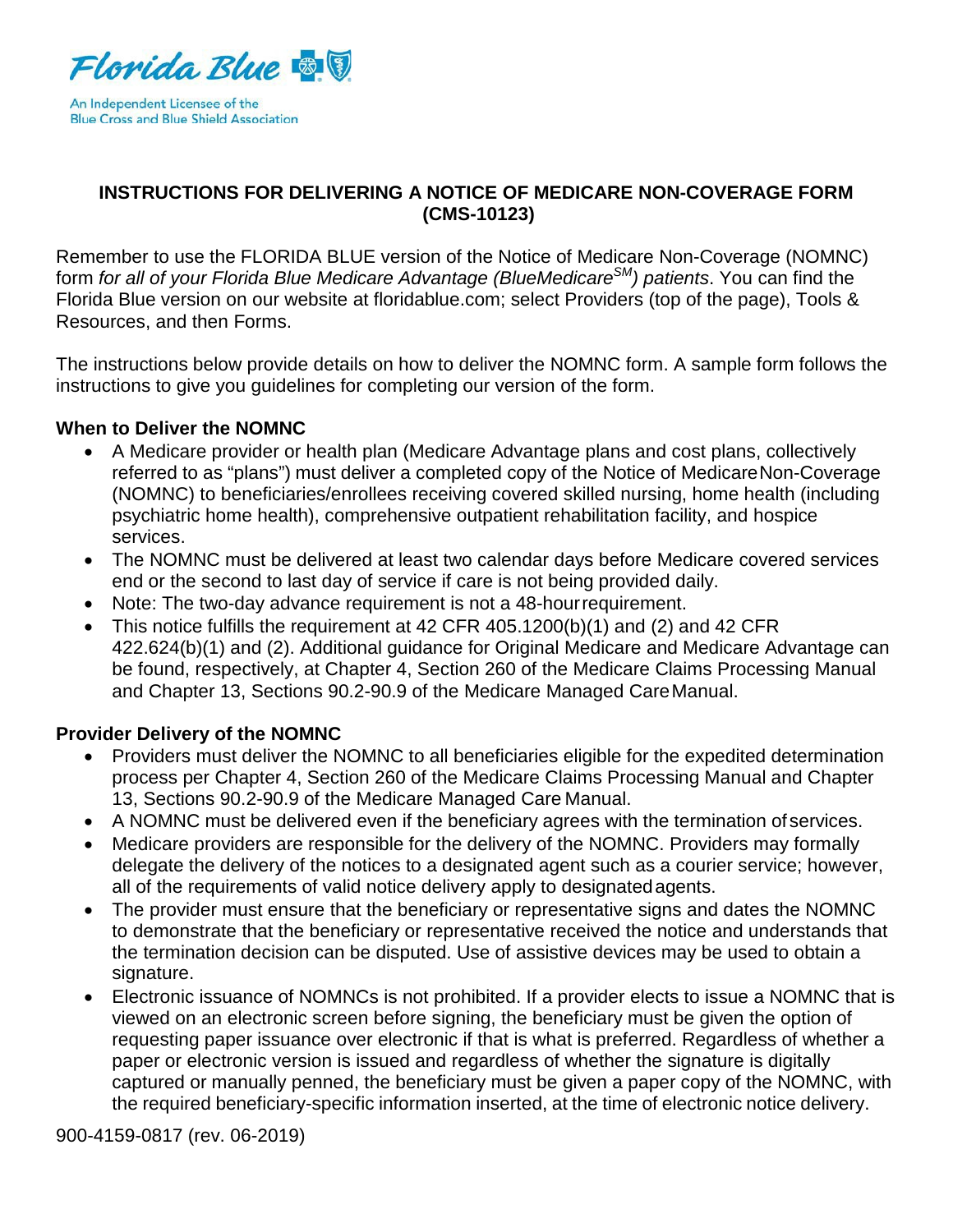Florida Blue

An Independent Licensee of the Blue Cross and Blue Shield Association

# INSTRUCTIONS FOR DELIVERING A NOTICE OF MEDICARE NON-COVERAGE FORM (CMS-10123)

Remember to use the FLORIDA BLUE version of the Notice of Medicare Non-Coverage (NOMNC) form *for all of your Florida Blue Medicare Advantage (BlueMedicare[SM]) patients*. You can find the Florida Blue version on our website at floridablue.com; select Providers (top of the page), Tools & Resources, and then Forms.

The instructions below provide details on how to deliver the NOMNC form. A sample form follows the instructions to give you guidelines for completing our version of the form.

**When to Deliver the NOMNC**

- A Medicare provider or health plan (Medicare Advantage plans and cost plans, collectively referred to as "plans") must deliver a completed copy of the Notice of Medicare Non-Coverage (NOMNC) to beneficiaries/enrollees receiving covered skilled nursing, home health (including psychiatric home health), comprehensive outpatient rehabilitation facility, and hospice services.
- The NOMNC must be delivered at least two calendar days before Medicare covered services end or the second to last day of service if care is not being provided daily.
- Note: The two-day advance requirement is not a 48-hour requirement.
- This notice fulfills the requirement at 42 CFR 405.1200(b)(1) and (2) and 42 CFR 422.624(b)(1) and (2). Additional guidance for Original Medicare and Medicare Advantage can be found, respectively, at Chapter 4, Section 260 of the Medicare Claims Processing Manual and Chapter 13, Sections 90.2-90.9 of the Medicare Managed Care Manual.

**Provider Delivery of the NOMNC**

- Providers must deliver the NOMNC to all beneficiaries eligible for the expedited determination process per Chapter 4, Section 260 of the Medicare Claims Processing Manual and Chapter 13, Sections 90.2-90.9 of the Medicare Managed Care Manual.
- A NOMNC must be delivered even if the beneficiary agrees with the termination of services.
- Medicare providers are responsible for the delivery of the NOMNC. Providers may formally delegate the delivery of the notices to a designated agent such as a courier service; however, all of the requirements of valid notice delivery apply to designated agents.
- The provider must ensure that the beneficiary or representative signs and dates the NOMNC to demonstrate that the beneficiary or representative received the notice and understands that the termination decision can be disputed. Use of assistive devices may be used to obtain a signature.
- Electronic issuance of NOMNCs is not prohibited. If a provider elects to issue a NOMNC that is viewed on an electronic screen before signing, the beneficiary must be given the option of requesting paper issuance over electronic if that is what is preferred. Regardless of whether a paper or electronic version is issued and regardless of whether the signature is digitally captured or manually penned, the beneficiary must be given a paper copy of the NOMNC, with the required beneficiary-specific information inserted, at the time of electronic notice delivery.

900-4159-0817 (rev. 06-2019)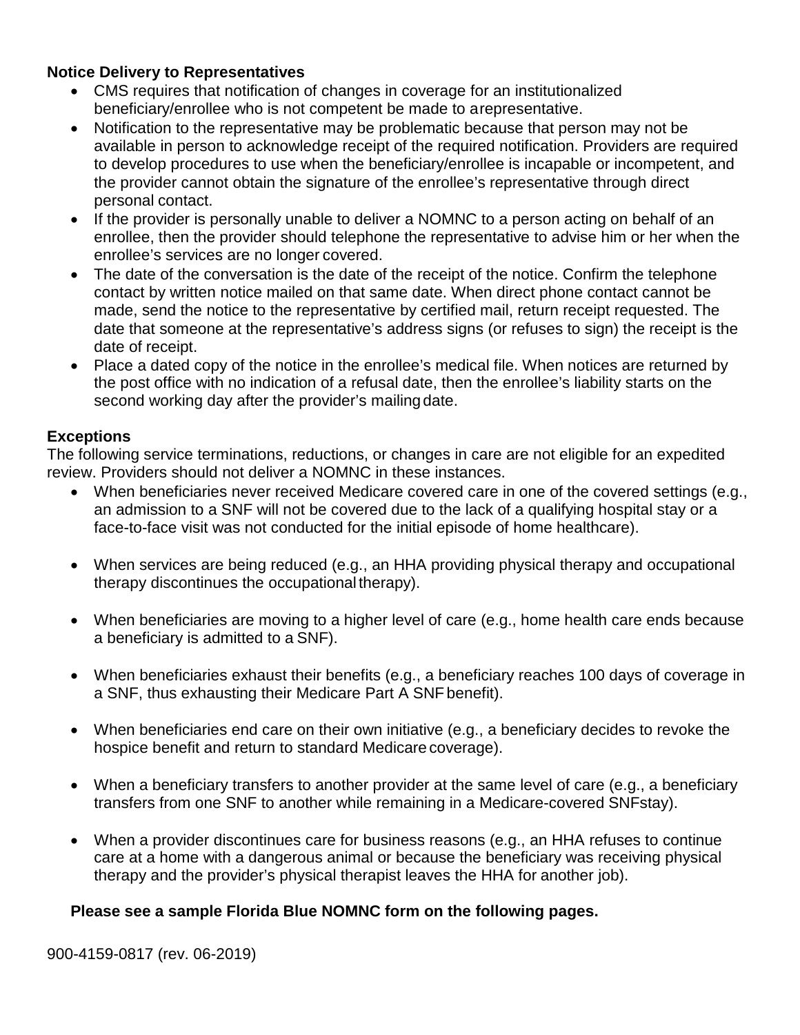**Notice Delivery to Representatives**

- CMS requires that notification of changes in coverage for an institutionalized beneficiary/enrollee who is not competent be made to arepresentative.
- Notification to the representative may be problematic because that person may not be available in person to acknowledge receipt of the required notification. Providers are required to develop procedures to use when the beneficiary/enrollee is incapable or incompetent, and the provider cannot obtain the signature of the enrollee's representative through direct personal contact.
- If the provider is personally unable to deliver a NOMNC to a person acting on behalf of an enrollee, then the provider should telephone the representative to advise him or her when the enrollee's services are no longer covered.
- The date of the conversation is the date of the receipt of the notice. Confirm the telephone contact by written notice mailed on that same date. When direct phone contact cannot be made, send the notice to the representative by certified mail, return receipt requested. The date that someone at the representative's address signs (or refuses to sign) the receipt is the date of receipt.
- Place a dated copy of the notice in the enrollee's medical file. When notices are returned by the post office with no indication of a refusal date, then the enrollee's liability starts on the second working day after the provider's mailing date.

**Exceptions**

The following service terminations, reductions, or changes in care are not eligible for an expedited review. Providers should not deliver a NOMNC in these instances.

- When beneficiaries never received Medicare covered care in one of the covered settings (e.g., an admission to a SNF will not be covered due to the lack of a qualifying hospital stay or a face-to-face visit was not conducted for the initial episode of home healthcare).
- When services are being reduced (e.g., an HHA providing physical therapy and occupational therapy discontinues the occupational therapy).
- When beneficiaries are moving to a higher level of care (e.g., home health care ends because a beneficiary is admitted to a SNF).
- When beneficiaries exhaust their benefits (e.g., a beneficiary reaches 100 days of coverage in a SNF, thus exhausting their Medicare Part A SNF benefit).
- When beneficiaries end care on their own initiative (e.g., a beneficiary decides to revoke the hospice benefit and return to standard Medicare coverage).
- When a beneficiary transfers to another provider at the same level of care (e.g., a beneficiary transfers from one SNF to another while remaining in a Medicare-covered SNFstay).
- When a provider discontinues care for business reasons (e.g., an HHA refuses to continue care at a home with a dangerous animal or because the beneficiary was receiving physical therapy and the provider's physical therapist leaves the HHA for another job).

**Please see a sample Florida Blue NOMNC form on the following pages.**

900-4159-0817 (rev. 06-2019)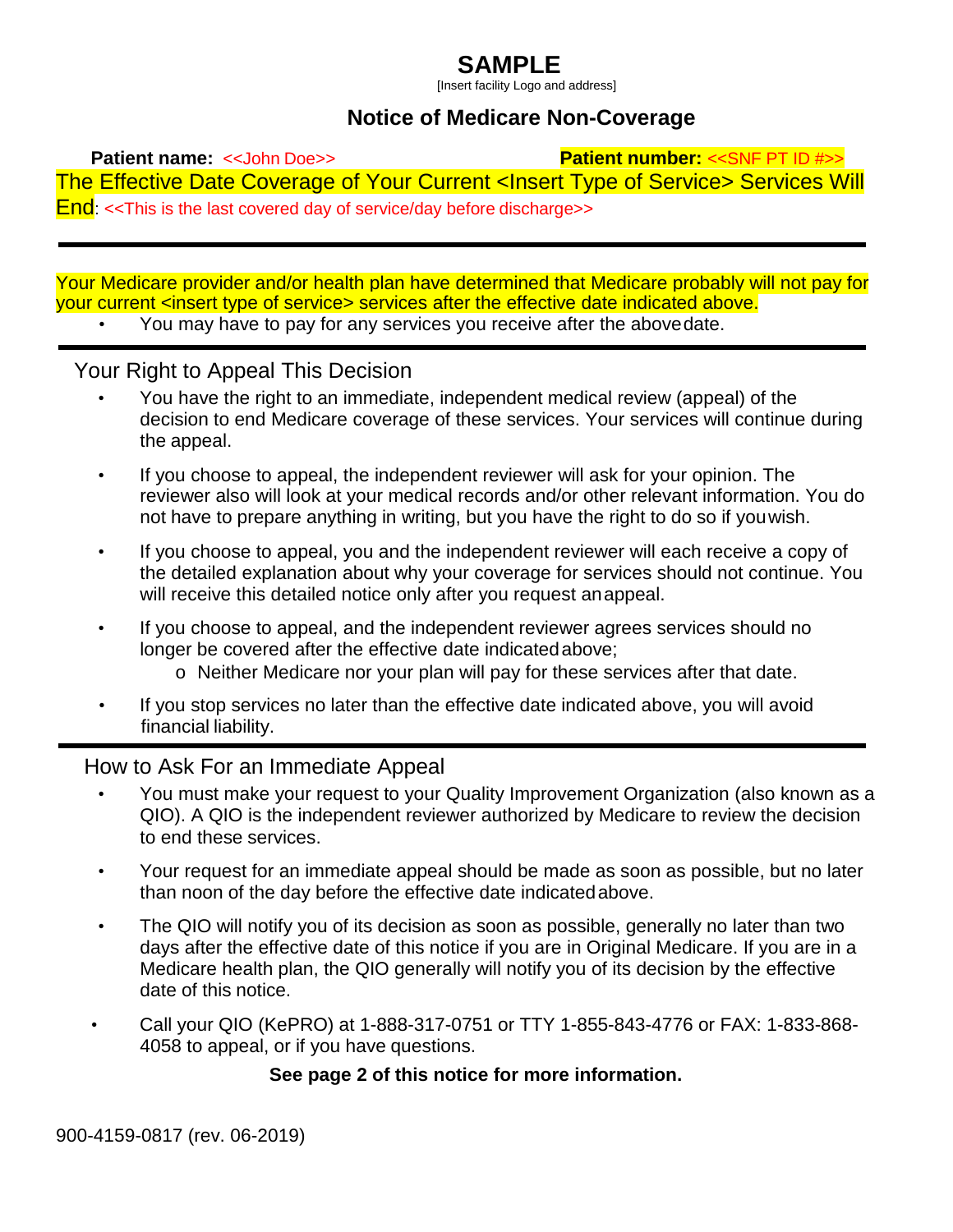# SAMPLE

[Insert facility Logo and address]

## Notice of Medicare Non-Coverage

**Patient name:** <<John Doe>> **Patient number:** <<SNF PT ID #>>

The Effective Date Coverage of Your Current <Insert Type of Service> Services Will End: <<This is the last covered day of service/day before discharge>>

---

Your Medicare provider and/or health plan have determined that Medicare probably will not pay for your current <insert type of service> services after the effective date indicated above.

- You may have to pay for any services you receive after the above date.

---

### Your Right to Appeal This Decision

- You have the right to an immediate, independent medical review (appeal) of the decision to end Medicare coverage of these services. Your services will continue during the appeal.
- If you choose to appeal, the independent reviewer will ask for your opinion. The reviewer also will look at your medical records and/or other relevant information. You do not have to prepare anything in writing, but you have the right to do so if you wish.
- If you choose to appeal, you and the independent reviewer will each receive a copy of the detailed explanation about why your coverage for services should not continue. You will receive this detailed notice only after you request an appeal.
- If you choose to appeal, and the independent reviewer agrees services should no longer be covered after the effective date indicated above;
  - Neither Medicare nor your plan will pay for these services after that date.
- If you stop services no later than the effective date indicated above, you will avoid financial liability.

---

### How to Ask For an Immediate Appeal

- You must make your request to your Quality Improvement Organization (also known as a QIO). A QIO is the independent reviewer authorized by Medicare to review the decision to end these services.
- Your request for an immediate appeal should be made as soon as possible, but no later than noon of the day before the effective date indicated above.
- The QIO will notify you of its decision as soon as possible, generally no later than two days after the effective date of this notice if you are in Original Medicare. If you are in a Medicare health plan, the QIO generally will notify you of its decision by the effective date of this notice.
- Call your QIO (KePRO) at 1-888-317-0751 or TTY 1-855-843-4776 or FAX: 1-833-868-4058 to appeal, or if you have questions.

**See page 2 of this notice for more information.**

900-4159-0817 (rev. 06-2019)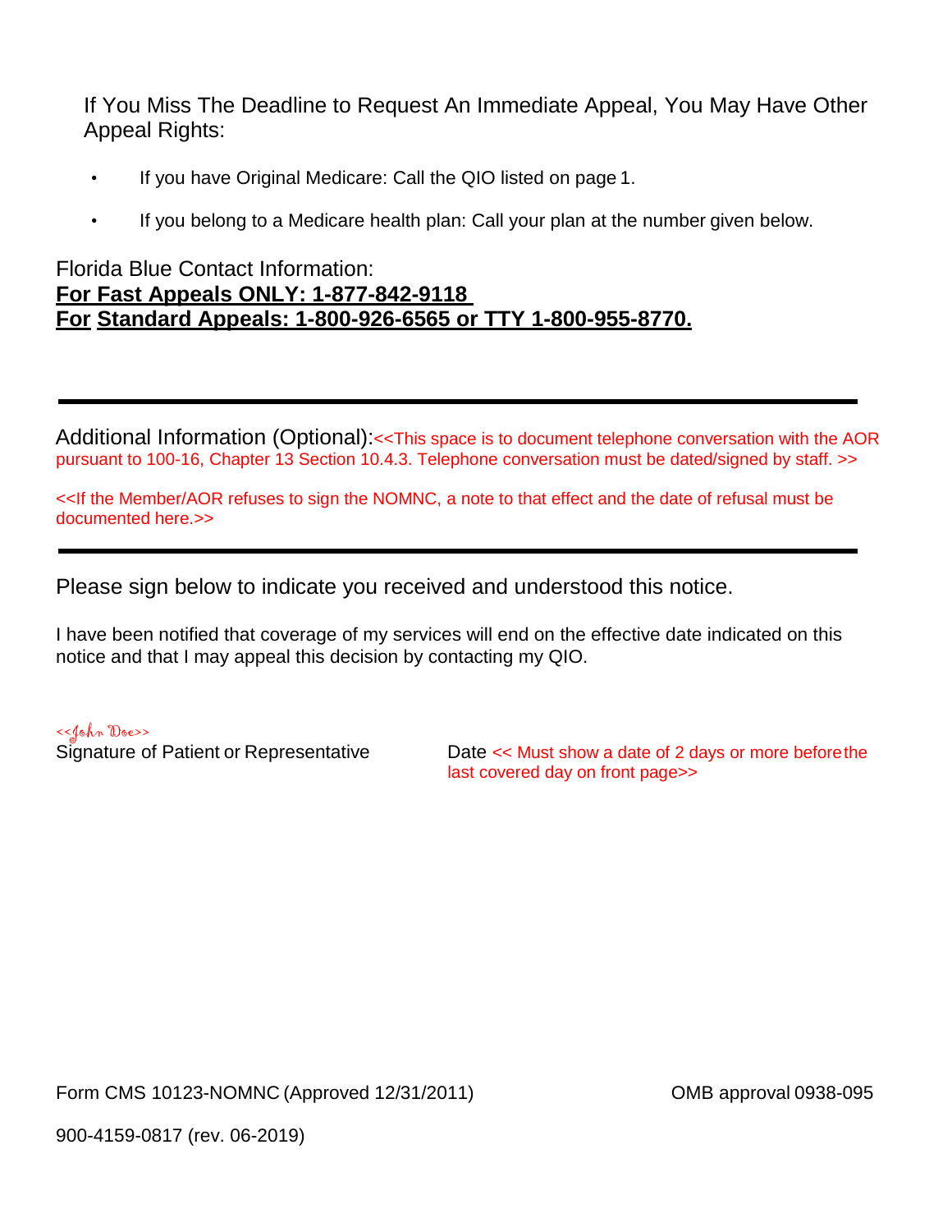If You Miss The Deadline to Request An Immediate Appeal, You May Have Other Appeal Rights:

- If you have Original Medicare: Call the QIO listed on page 1.
- If you belong to a Medicare health plan: Call your plan at the number given below.

Florida Blue Contact Information:
**For Fast Appeals ONLY: 1-877-842-9118**
**For Standard Appeals: 1-800-926-6565 or TTY 1-800-955-8770.**

---

Additional Information (Optional):<<This space is to document telephone conversation with the AOR pursuant to 100-16, Chapter 13 Section 10.4.3. Telephone conversation must be dated/signed by staff. >>

<<If the Member/AOR refuses to sign the NOMNC, a note to that effect and the date of refusal must be documented here.>>

---

Please sign below to indicate you received and understood this notice.

I have been notified that coverage of my services will end on the effective date indicated on this notice and that I may appeal this decision by contacting my QIO.

<<John Doe>>
Signature of Patient or Representative

Date << Must show a date of 2 days or more before the last covered day on front page>>

Form CMS 10123-NOMNC (Approved 12/31/2011) OMB approval 0938-095

900-4159-0817 (rev. 06-2019)